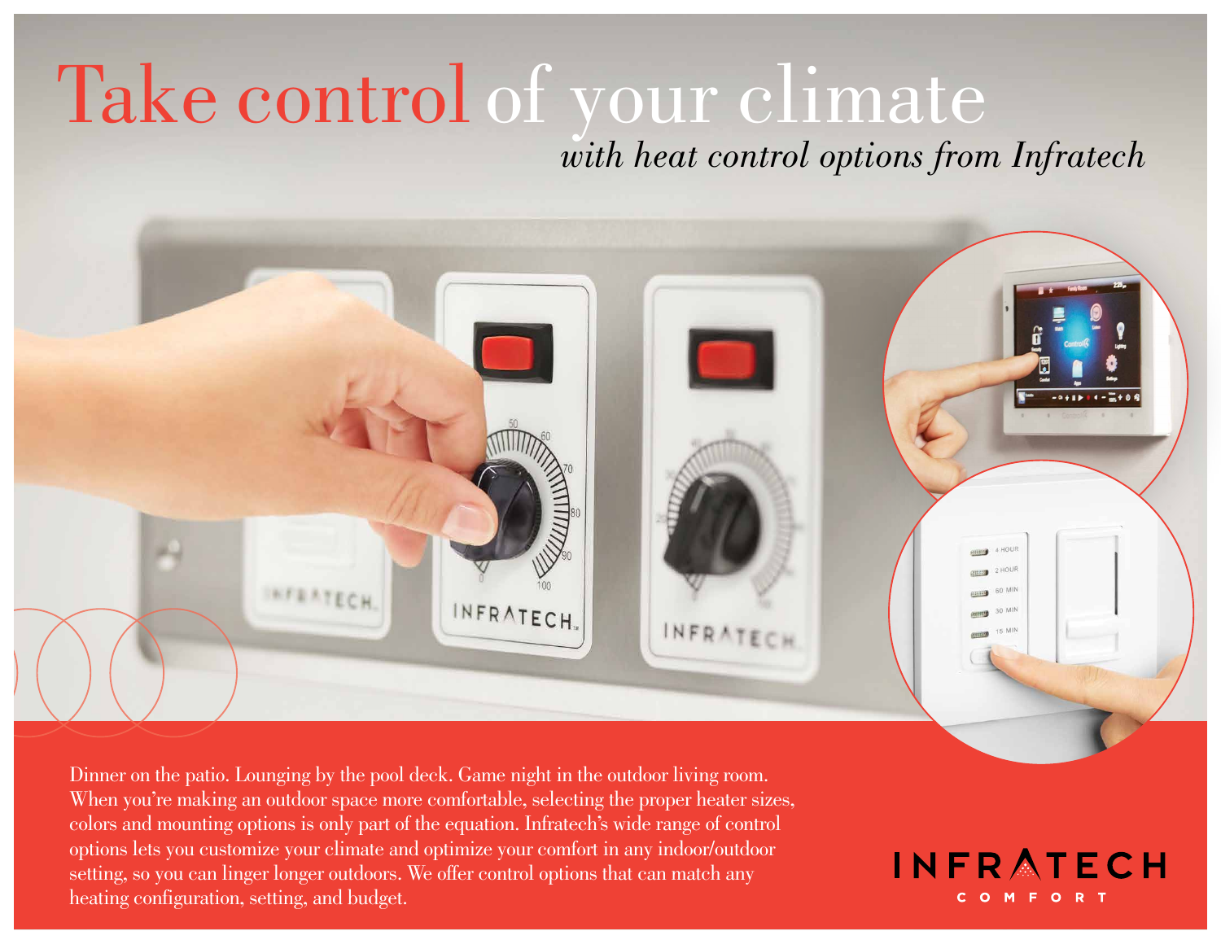# Take control of your climate

*with heat control options from Infratech*

Dinner on the patio. Lounging by the pool deck. Game night in the outdoor living room. When you're making an outdoor space more comfortable, selecting the proper heater sizes, colors and mounting options is only part of the equation. Infratech's wide range of control options lets you customize your climate and optimize your comfort in any indoor/outdoor setting, so you can linger longer outdoors. We offer control options that can match any heating configuration, setting, and budget.

INFRATECH COMFORT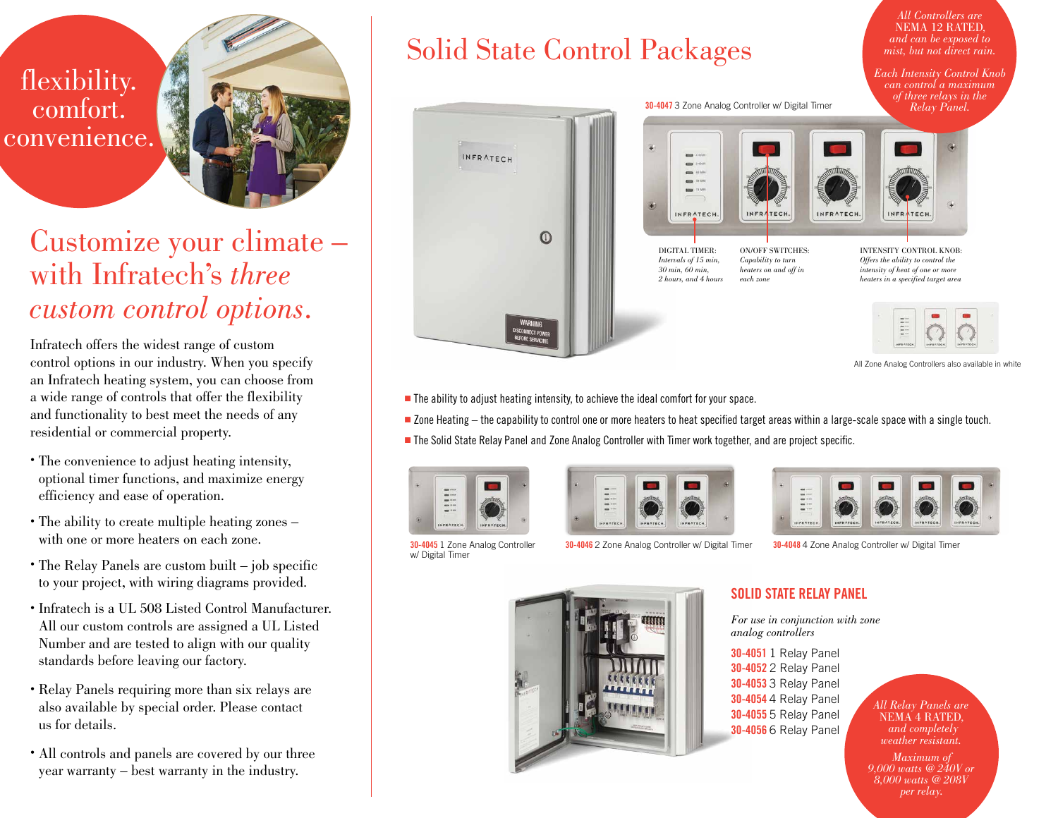flexibility.
comfort.
convenience.

# Customize your climate – with Infratech's *three custom control options.*

Infratech offers the widest range of custom control options in our industry. When you specify an Infratech heating system, you can choose from a wide range of controls that offer the flexibility and functionality to best meet the needs of any residential or commercial property.

- The convenience to adjust heating intensity, optional timer functions, and maximize energy efficiency and ease of operation.
- The ability to create multiple heating zones – with one or more heaters on each zone.
- The Relay Panels are custom built – job specific to your project, with wiring diagrams provided.
- Infratech is a UL 508 Listed Control Manufacturer. All our custom controls are assigned a UL Listed Number and are tested to align with our quality standards before leaving our factory.
- Relay Panels requiring more than six relays are also available by special order. Please contact us for details.
- All controls and panels are covered by our three year warranty – best warranty in the industry.

# Solid State Control Packages

*All Controllers are NEMA 12 RATED, and can be exposed to mist, but not direct rain.*

*Each Intensity Control Knob can control a maximum of three relays in the Relay Panel.*

**30-4047** 3 Zone Analog Controller w/ Digital Timer

DIGITAL TIMER: *Intervals of 15 min, 30 min, 60 min, 2 hours, and 4 hours*

ON/OFF SWITCHES: *Capability to turn heaters on and off in each zone*

INTENSITY CONTROL KNOB: *Offers the ability to control the intensity of heat of one or more heaters in a specified target area*

All Zone Analog Controllers also available in white

- The ability to adjust heating intensity, to achieve the ideal comfort for your space.
- Zone Heating – the capability to control one or more heaters to heat specified target areas within a large-scale space with a single touch.
- The Solid State Relay Panel and Zone Analog Controller with Timer work together, and are project specific.

**30-4045** 1 Zone Analog Controller w/ Digital Timer

**30-4046** 2 Zone Analog Controller w/ Digital Timer

**30-4048** 4 Zone Analog Controller w/ Digital Timer

## SOLID STATE RELAY PANEL

*For use in conjunction with zone analog controllers*

**30-4051** 1 Relay Panel
**30-4052** 2 Relay Panel
**30-4053** 3 Relay Panel
**30-4054** 4 Relay Panel
**30-4055** 5 Relay Panel
**30-4056** 6 Relay Panel

*All Relay Panels are NEMA 4 RATED, and completely weather resistant.*

*Maximum of 9,000 watts @ 240V or 8,000 watts @ 208V per relay.*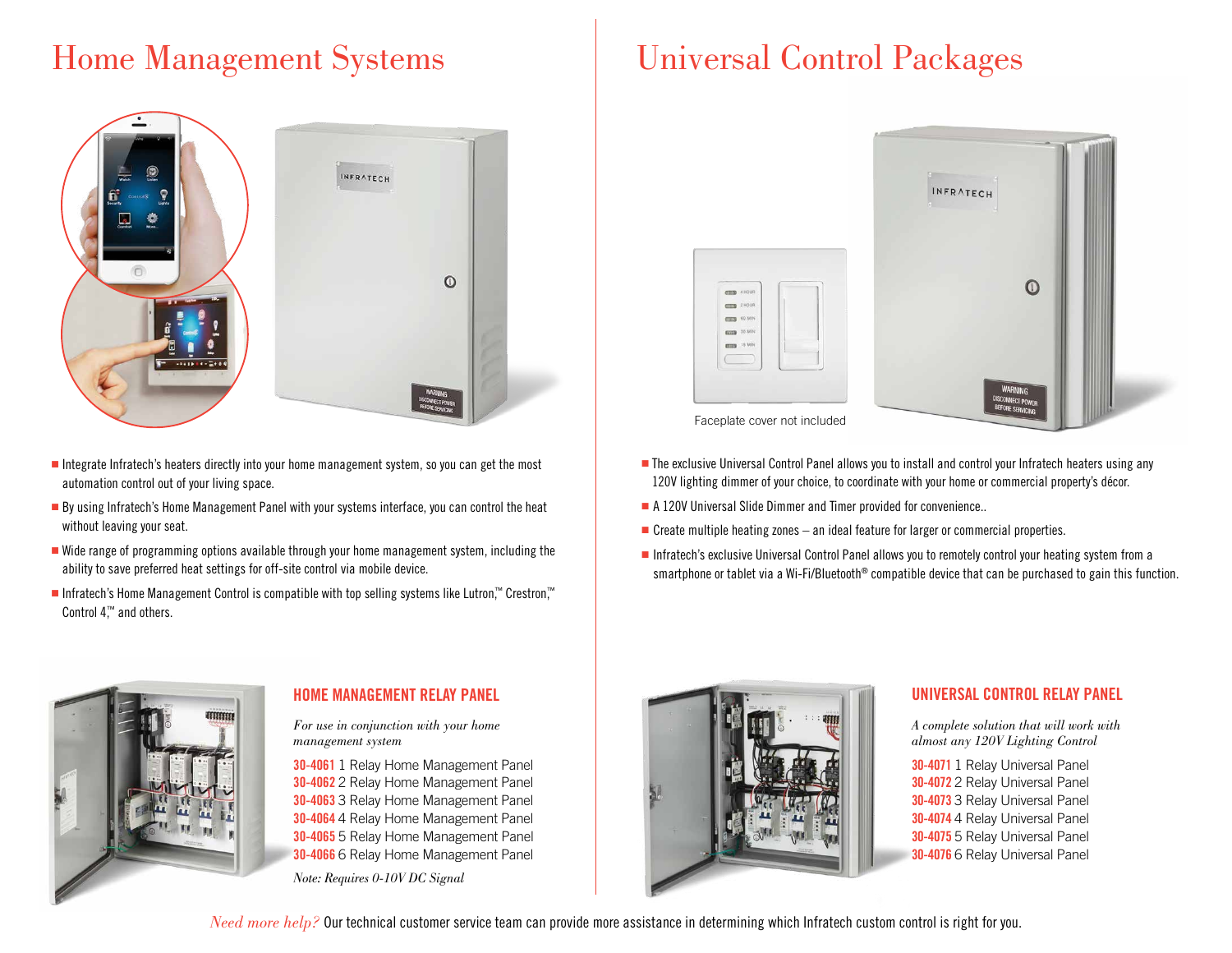# Home Management Systems

- Integrate Infratech's heaters directly into your home management system, so you can get the most automation control out of your living space.
- By using Infratech's Home Management Panel with your systems interface, you can control the heat without leaving your seat.
- Wide range of programming options available through your home management system, including the ability to save preferred heat settings for off-site control via mobile device.
- Infratech's Home Management Control is compatible with top selling systems like Lutron,™ Crestron,™ Control 4,™ and others.

## HOME MANAGEMENT RELAY PANEL

*For use in conjunction with your home management system*

**30-4061** 1 Relay Home Management Panel
**30-4062** 2 Relay Home Management Panel
**30-4063** 3 Relay Home Management Panel
**30-4064** 4 Relay Home Management Panel
**30-4065** 5 Relay Home Management Panel
**30-4066** 6 Relay Home Management Panel

*Note: Requires 0-10V DC Signal*

# Universal Control Packages

Faceplate cover not included

- The exclusive Universal Control Panel allows you to install and control your Infratech heaters using any 120V lighting dimmer of your choice, to coordinate with your home or commercial property's décor.
- A 120V Universal Slide Dimmer and Timer provided for convenience..
- Create multiple heating zones – an ideal feature for larger or commercial properties.
- Infratech's exclusive Universal Control Panel allows you to remotely control your heating system from a smartphone or tablet via a Wi-Fi/Bluetooth® compatible device that can be purchased to gain this function.

## UNIVERSAL CONTROL RELAY PANEL

*A complete solution that will work with almost any 120V Lighting Control*

**30-4071** 1 Relay Universal Panel
**30-4072** 2 Relay Universal Panel
**30-4073** 3 Relay Universal Panel
**30-4074** 4 Relay Universal Panel
**30-4075** 5 Relay Universal Panel
**30-4076** 6 Relay Universal Panel

*Need more help?* Our technical customer service team can provide more assistance in determining which Infratech custom control is right for you.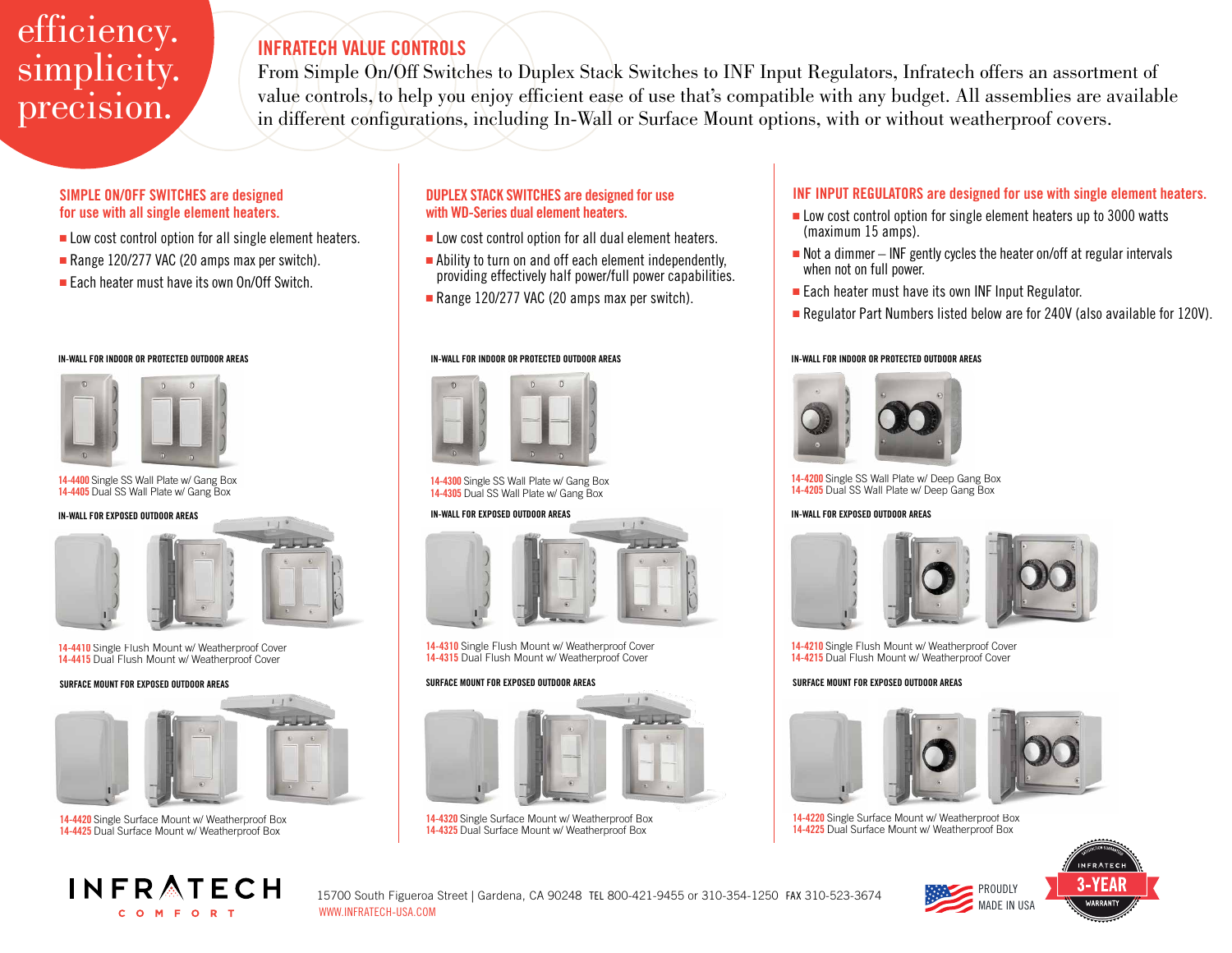efficiency.
simplicity.
precision.

## INFRATECH VALUE CONTROLS

From Simple On/Off Switches to Duplex Stack Switches to INF Input Regulators, Infratech offers an assortment of value controls, to help you enjoy efficient ease of use that's compatible with any budget. All assemblies are available in different configurations, including In-Wall or Surface Mount options, with or without weatherproof covers.

### SIMPLE ON/OFF SWITCHES are designed for use with all single element heaters.

- Low cost control option for all single element heaters.
- Range 120/277 VAC (20 amps max per switch).
- Each heater must have its own On/Off Switch.

**IN-WALL FOR INDOOR OR PROTECTED OUTDOOR AREAS**

14-4400 Single SS Wall Plate w/ Gang Box
14-4405 Dual SS Wall Plate w/ Gang Box

**IN-WALL FOR EXPOSED OUTDOOR AREAS**

14-4410 Single Flush Mount w/ Weatherproof Cover
14-4415 Dual Flush Mount w/ Weatherproof Cover

**SURFACE MOUNT FOR EXPOSED OUTDOOR AREAS**

14-4420 Single Surface Mount w/ Weatherproof Box
14-4425 Dual Surface Mount w/ Weatherproof Box

### DUPLEX STACK SWITCHES are designed for use with WD-Series dual element heaters.

- Low cost control option for all dual element heaters.
- Ability to turn on and off each element independently, providing effectively half power/full power capabilities.
- Range 120/277 VAC (20 amps max per switch).

**IN-WALL FOR INDOOR OR PROTECTED OUTDOOR AREAS**

14-4300 Single SS Wall Plate w/ Gang Box
14-4305 Dual SS Wall Plate w/ Gang Box

**IN-WALL FOR EXPOSED OUTDOOR AREAS**

14-4310 Single Flush Mount w/ Weatherproof Cover
14-4315 Dual Flush Mount w/ Weatherproof Cover

**SURFACE MOUNT FOR EXPOSED OUTDOOR AREAS**

14-4320 Single Surface Mount w/ Weatherproof Box
14-4325 Dual Surface Mount w/ Weatherproof Box

### INF INPUT REGULATORS are designed for use with single element heaters.

- Low cost control option for single element heaters up to 3000 watts (maximum 15 amps).
- Not a dimmer – INF gently cycles the heater on/off at regular intervals when not on full power.
- Each heater must have its own INF Input Regulator.
- Regulator Part Numbers listed below are for 240V (also available for 120V).

**IN-WALL FOR INDOOR OR PROTECTED OUTDOOR AREAS**

14-4200 Single SS Wall Plate w/ Deep Gang Box
14-4205 Dual SS Wall Plate w/ Deep Gang Box

**IN-WALL FOR EXPOSED OUTDOOR AREAS**

14-4210 Single Flush Mount w/ Weatherproof Cover
14-4215 Dual Flush Mount w/ Weatherproof Cover

**SURFACE MOUNT FOR EXPOSED OUTDOOR AREAS**

14-4220 Single Surface Mount w/ Weatherproof Box
14-4225 Dual Surface Mount w/ Weatherproof Box

INFRATECH COMFORT

15700 South Figueroa Street | Gardena, CA 90248 TEL 800-421-9455 or 310-354-1250 FAX 310-523-3674
WWW.INFRATECH-USA.COM

PROUDLY MADE IN USA

INFRATECH 3-YEAR WARRANTY